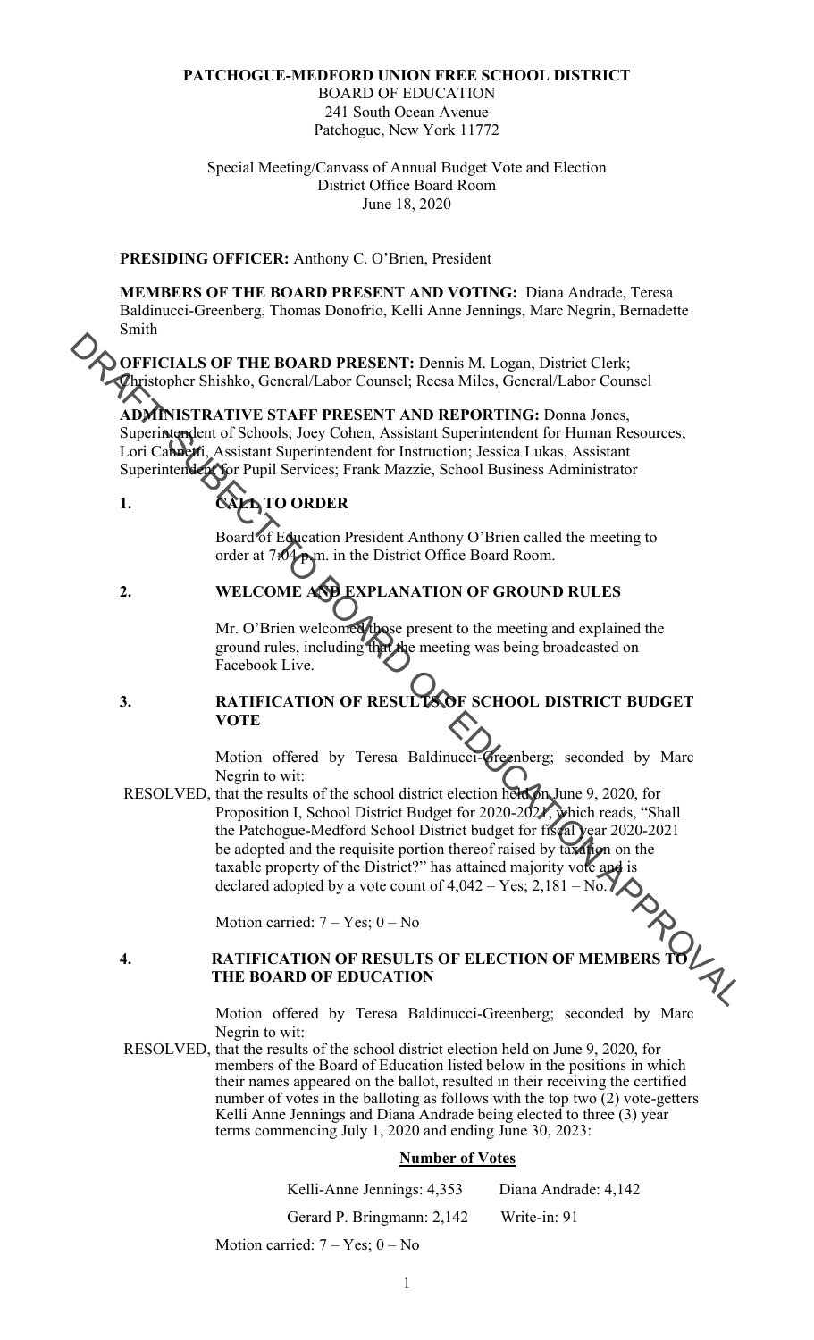**PATCHOGUE-MEDFORD UNION FREE SCHOOL DISTRICT**
BOARD OF EDUCATION
241 South Ocean Avenue
Patchogue, New York 11772

Special Meeting/Canvass of Annual Budget Vote and Election
District Office Board Room
June 18, 2020

**PRESIDING OFFICER:** Anthony C. O'Brien, President

**MEMBERS OF THE BOARD PRESENT AND VOTING:** Diana Andrade, Teresa Baldinucci-Greenberg, Thomas Donofrio, Kelli Anne Jennings, Marc Negrin, Bernadette Smith

**OFFICIALS OF THE BOARD PRESENT:** Dennis M. Logan, District Clerk; Christopher Shishko, General/Labor Counsel; Reesa Miles, General/Labor Counsel

**ADMINISTRATIVE STAFF PRESENT AND REPORTING:** Donna Jones, Superintendent of Schools; Joey Cohen, Assistant Superintendent for Human Resources; Lori Cannetti, Assistant Superintendent for Instruction; Jessica Lukas, Assistant Superintendent for Pupil Services; Frank Mazzie, School Business Administrator

DRAFT SUBJECT TO BOARD OF EDUCATION APPROVAL

**1. CALL TO ORDER**

Board of Education President Anthony O'Brien called the meeting to order at 7:04 p.m. in the District Office Board Room.

**2. WELCOME AND EXPLANATION OF GROUND RULES**

Mr. O'Brien welcomed those present to the meeting and explained the ground rules, including that the meeting was being broadcasted on Facebook Live.

**3. RATIFICATION OF RESULTS OF SCHOOL DISTRICT BUDGET VOTE**

Motion offered by Teresa Baldinucci-Greenberg; seconded by Marc Negrin to wit:

RESOLVED, that the results of the school district election held on June 9, 2020, for Proposition I, School District Budget for 2020-2021, which reads, "Shall the Patchogue-Medford School District budget for fiscal year 2020-2021 be adopted and the requisite portion thereof raised by taxation on the taxable property of the District?" has attained majority vote and is declared adopted by a vote count of 4,042 – Yes; 2,181 – No.

Motion carried: 7 – Yes; 0 – No

**4. RATIFICATION OF RESULTS OF ELECTION OF MEMBERS TO THE BOARD OF EDUCATION**

Motion offered by Teresa Baldinucci-Greenberg; seconded by Marc Negrin to wit:

RESOLVED, that the results of the school district election held on June 9, 2020, for members of the Board of Education listed below in the positions in which their names appeared on the ballot, resulted in their receiving the certified number of votes in the balloting as follows with the top two (2) vote-getters Kelli Anne Jennings and Diana Andrade being elected to three (3) year terms commencing July 1, 2020 and ending June 30, 2023:

**Number of Votes**

Kelli-Anne Jennings: 4,353 Diana Andrade: 4,142

Gerard P. Bringmann: 2,142 Write-in: 91

Motion carried: 7 – Yes; 0 – No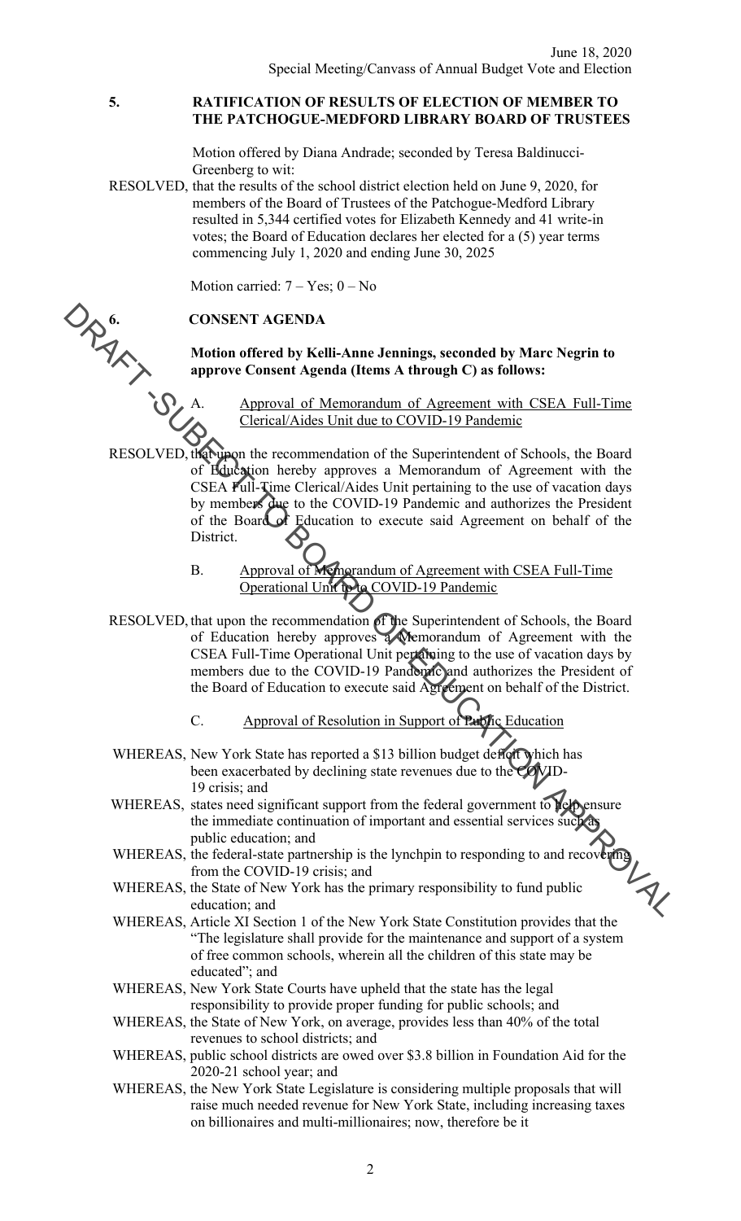**5. RATIFICATION OF RESULTS OF ELECTION OF MEMBER TO THE PATCHOGUE-MEDFORD LIBRARY BOARD OF TRUSTEES**

Motion offered by Diana Andrade; seconded by Teresa Baldinucci-Greenberg to wit:

RESOLVED, that the results of the school district election held on June 9, 2020, for members of the Board of Trustees of the Patchogue-Medford Library resulted in 5,344 certified votes for Elizabeth Kennedy and 41 write-in votes; the Board of Education declares her elected for a (5) year terms commencing July 1, 2020 and ending June 30, 2025

Motion carried: 7 – Yes; 0 – No

**6. CONSENT AGENDA**

**Motion offered by Kelli-Anne Jennings, seconded by Marc Negrin to approve Consent Agenda (Items A through C) as follows:**

A. Approval of Memorandum of Agreement with CSEA Full-Time Clerical/Aides Unit due to COVID-19 Pandemic

RESOLVED, that upon the recommendation of the Superintendent of Schools, the Board of Education hereby approves a Memorandum of Agreement with the CSEA Full-Time Clerical/Aides Unit pertaining to the use of vacation days by members due to the COVID-19 Pandemic and authorizes the President of the Board of Education to execute said Agreement on behalf of the District.

B. Approval of Memorandum of Agreement with CSEA Full-Time Operational Unit due to COVID-19 Pandemic

RESOLVED, that upon the recommendation of the Superintendent of Schools, the Board of Education hereby approves a Memorandum of Agreement with the CSEA Full-Time Operational Unit pertaining to the use of vacation days by members due to the COVID-19 Pandemic and authorizes the President of the Board of Education to execute said Agreement on behalf of the District.

C. Approval of Resolution in Support of Public Education

WHEREAS, New York State has reported a $13 billion budget deficit which has been exacerbated by declining state revenues due to the COVID-19 crisis; and

WHEREAS, states need significant support from the federal government to help ensure the immediate continuation of important and essential services such as public education; and

WHEREAS, the federal-state partnership is the lynchpin to responding to and recovering from the COVID-19 crisis; and

WHEREAS, the State of New York has the primary responsibility to fund public education; and

WHEREAS, Article XI Section 1 of the New York State Constitution provides that the "The legislature shall provide for the maintenance and support of a system of free common schools, wherein all the children of this state may be educated"; and

WHEREAS, New York State Courts have upheld that the state has the legal responsibility to provide proper funding for public schools; and

WHEREAS, the State of New York, on average, provides less than 40% of the total revenues to school districts; and

WHEREAS, public school districts are owed over $3.8 billion in Foundation Aid for the 2020-21 school year; and

WHEREAS, the New York State Legislature is considering multiple proposals that will raise much needed revenue for New York State, including increasing taxes on billionaires and multi-millionaires; now, therefore be it

DRAFT - SUBJECT TO BOARD OF EDUCATION APPROVAL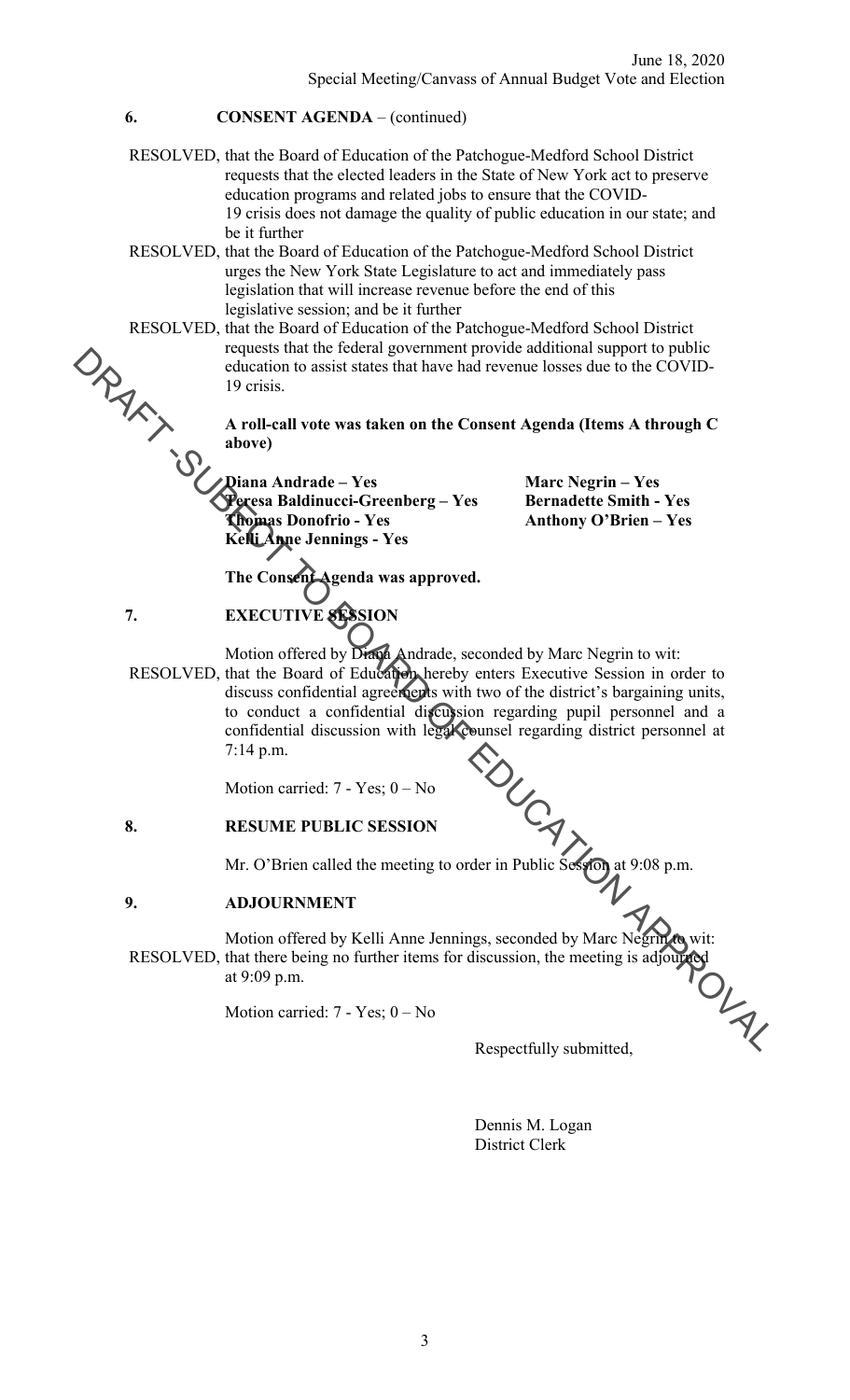## 6. CONSENT AGENDA – (continued)

RESOLVED, that the Board of Education of the Patchogue-Medford School District requests that the elected leaders in the State of New York act to preserve education programs and related jobs to ensure that the COVID-19 crisis does not damage the quality of public education in our state; and be it further

RESOLVED, that the Board of Education of the Patchogue-Medford School District urges the New York State Legislature to act and immediately pass legislation that will increase revenue before the end of this legislative session; and be it further

RESOLVED, that the Board of Education of the Patchogue-Medford School District requests that the federal government provide additional support to public education to assist states that have had revenue losses due to the COVID-19 crisis.

**A roll-call vote was taken on the Consent Agenda (Items A through C above)**

**Diana Andrade – Yes**
**Teresa Baldinucci-Greenberg – Yes**
**Thomas Donofrio - Yes**
**Kelli Anne Jennings - Yes**
**Marc Negrin – Yes**
**Bernadette Smith - Yes**
**Anthony O'Brien – Yes**

**The Consent Agenda was approved.**

## 7. EXECUTIVE SESSION

Motion offered by Diana Andrade, seconded by Marc Negrin to wit:

RESOLVED, that the Board of Education hereby enters Executive Session in order to discuss confidential agreements with two of the district's bargaining units, to conduct a confidential discussion regarding pupil personnel and a confidential discussion with legal counsel regarding district personnel at 7:14 p.m.

Motion carried: 7 - Yes; 0 – No

## 8. RESUME PUBLIC SESSION

Mr. O'Brien called the meeting to order in Public Session at 9:08 p.m.

## 9. ADJOURNMENT

Motion offered by Kelli Anne Jennings, seconded by Marc Negrin to wit:

RESOLVED, that there being no further items for discussion, the meeting is adjourned at 9:09 p.m.

Motion carried: 7 - Yes; 0 – No

Respectfully submitted,

Dennis M. Logan
District Clerk

DRAFT - SUBJECT TO BOARD OF EDUCATION APPROVAL